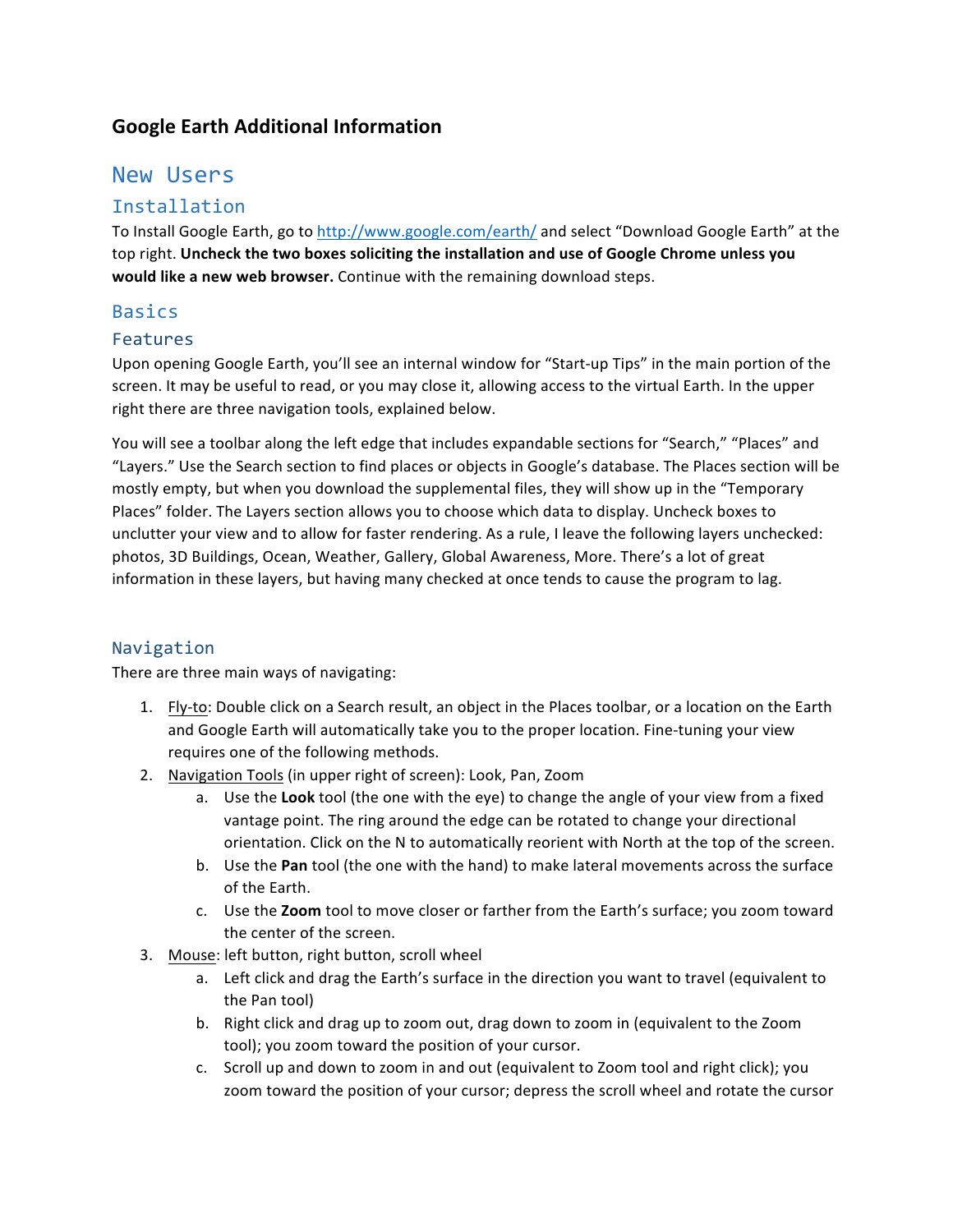# Google Earth Additional Information

## New Users

### Installation

To Install Google Earth, go to http://www.google.com/earth/ and select "Download Google Earth" at the top right. **Uncheck the two boxes soliciting the installation and use of Google Chrome unless you would like a new web browser.** Continue with the remaining download steps.

### Basics

#### Features

Upon opening Google Earth, you'll see an internal window for "Start-up Tips" in the main portion of the screen. It may be useful to read, or you may close it, allowing access to the virtual Earth. In the upper right there are three navigation tools, explained below.

You will see a toolbar along the left edge that includes expandable sections for "Search," "Places" and "Layers." Use the Search section to find places or objects in Google's database. The Places section will be mostly empty, but when you download the supplemental files, they will show up in the "Temporary Places" folder. The Layers section allows you to choose which data to display. Uncheck boxes to unclutter your view and to allow for faster rendering. As a rule, I leave the following layers unchecked: photos, 3D Buildings, Ocean, Weather, Gallery, Global Awareness, More. There's a lot of great information in these layers, but having many checked at once tends to cause the program to lag.

### Navigation

There are three main ways of navigating:

1. <u>Fly-to</u>: Double click on a Search result, an object in the Places toolbar, or a location on the Earth and Google Earth will automatically take you to the proper location. Fine-tuning your view requires one of the following methods.
2. <u>Navigation Tools</u> (in upper right of screen): Look, Pan, Zoom
   a. Use the **Look** tool (the one with the eye) to change the angle of your view from a fixed vantage point. The ring around the edge can be rotated to change your directional orientation. Click on the N to automatically reorient with North at the top of the screen.
   b. Use the **Pan** tool (the one with the hand) to make lateral movements across the surface of the Earth.
   c. Use the **Zoom** tool to move closer or farther from the Earth's surface; you zoom toward the center of the screen.
3. <u>Mouse</u>: left button, right button, scroll wheel
   a. Left click and drag the Earth's surface in the direction you want to travel (equivalent to the Pan tool)
   b. Right click and drag up to zoom out, drag down to zoom in (equivalent to the Zoom tool); you zoom toward the position of your cursor.
   c. Scroll up and down to zoom in and out (equivalent to Zoom tool and right click); you zoom toward the position of your cursor; depress the scroll wheel and rotate the cursor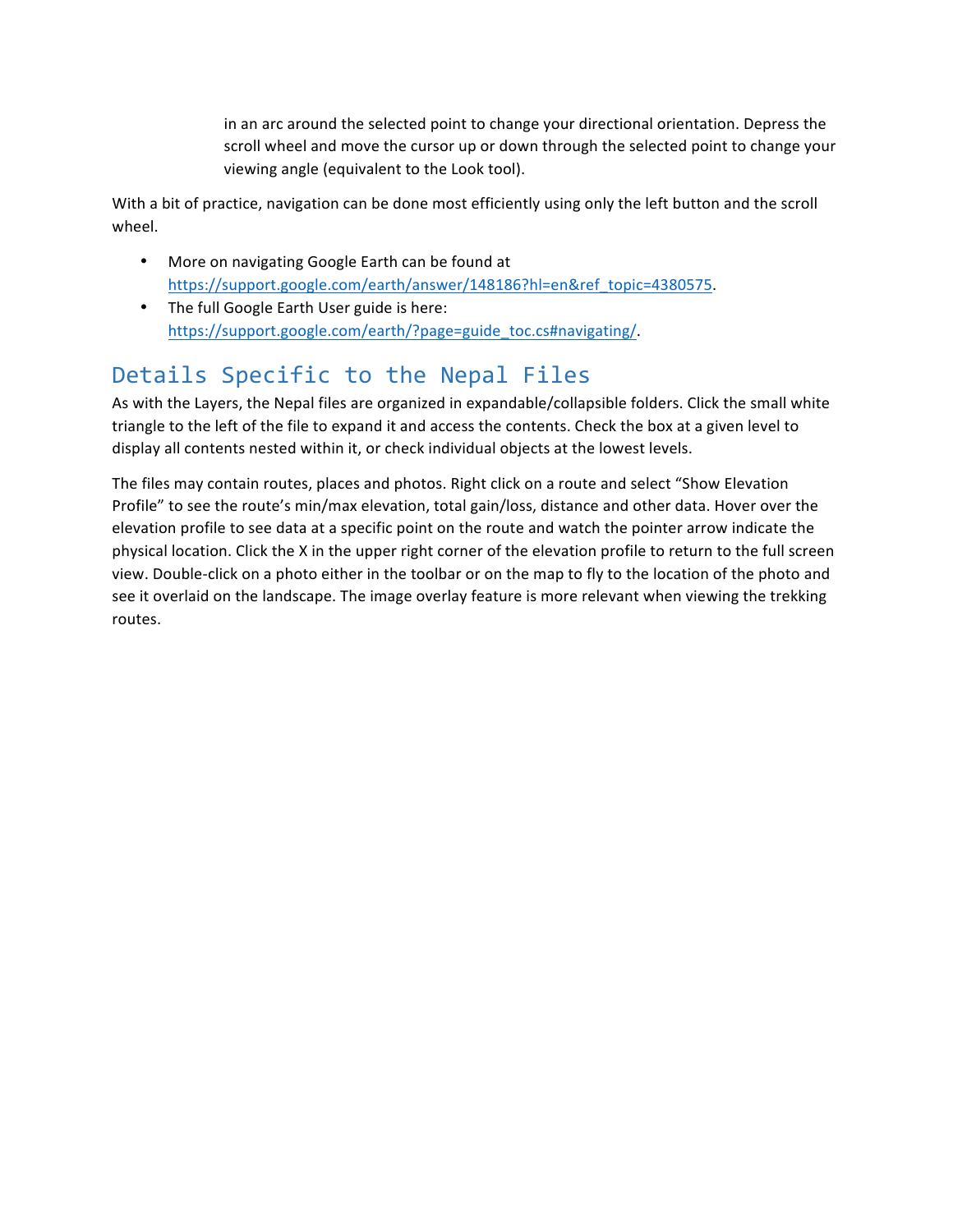in an arc around the selected point to change your directional orientation. Depress the scroll wheel and move the cursor up or down through the selected point to change your viewing angle (equivalent to the Look tool).

With a bit of practice, navigation can be done most efficiently using only the left button and the scroll wheel.

- More on navigating Google Earth can be found at https://support.google.com/earth/answer/148186?hl=en&ref_topic=4380575.
- The full Google Earth User guide is here: https://support.google.com/earth/?page=guide_toc.cs#navigating/.

## Details Specific to the Nepal Files

As with the Layers, the Nepal files are organized in expandable/collapsible folders. Click the small white triangle to the left of the file to expand it and access the contents. Check the box at a given level to display all contents nested within it, or check individual objects at the lowest levels.

The files may contain routes, places and photos. Right click on a route and select "Show Elevation Profile" to see the route's min/max elevation, total gain/loss, distance and other data. Hover over the elevation profile to see data at a specific point on the route and watch the pointer arrow indicate the physical location. Click the X in the upper right corner of the elevation profile to return to the full screen view. Double-click on a photo either in the toolbar or on the map to fly to the location of the photo and see it overlaid on the landscape. The image overlay feature is more relevant when viewing the trekking routes.